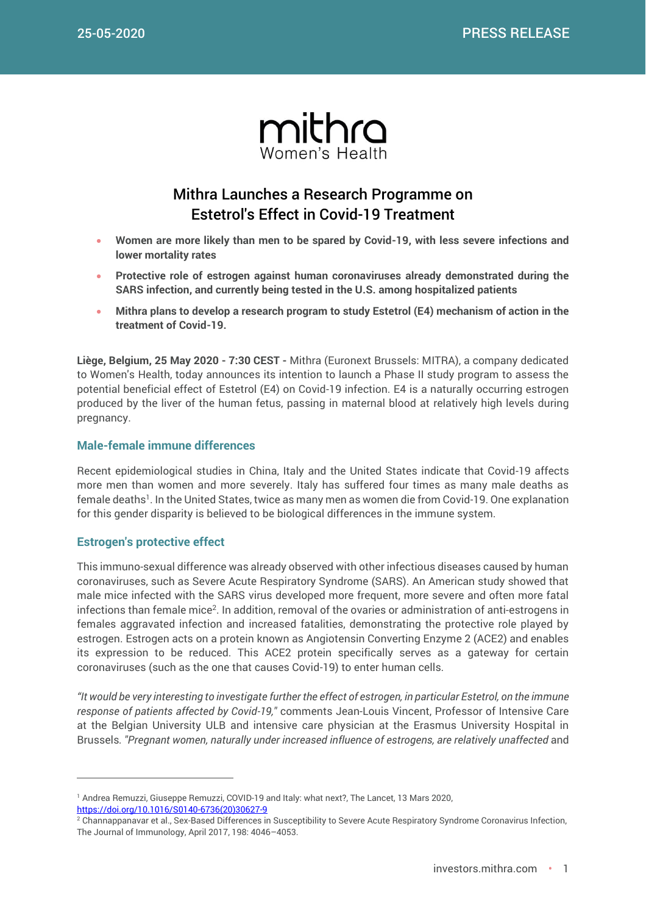mithra
Women's Health

# Mithra Launches a Research Programme on Estetrol's Effect in Covid-19 Treatment

- **Women are more likely than men to be spared by Covid-19, with less severe infections and lower mortality rates**
- **Protective role of estrogen against human coronaviruses already demonstrated during the SARS infection, and currently being tested in the U.S. among hospitalized patients**
- **Mithra plans to develop a research program to study Estetrol (E4) mechanism of action in the treatment of Covid-19.**

**Liège, Belgium, 25 May 2020 - 7:30 CEST -** Mithra (Euronext Brussels: MITRA), a company dedicated to Women's Health, today announces its intention to launch a Phase II study program to assess the potential beneficial effect of Estetrol (E4) on Covid-19 infection. E4 is a naturally occurring estrogen produced by the liver of the human fetus, passing in maternal blood at relatively high levels during pregnancy.

## Male-female immune differences

Recent epidemiological studies in China, Italy and the United States indicate that Covid-19 affects more men than women and more severely. Italy has suffered four times as many male deaths as female deaths[1]. In the United States, twice as many men as women die from Covid-19. One explanation for this gender disparity is believed to be biological differences in the immune system.

## Estrogen's protective effect

This immuno-sexual difference was already observed with other infectious diseases caused by human coronaviruses, such as Severe Acute Respiratory Syndrome (SARS). An American study showed that male mice infected with the SARS virus developed more frequent, more severe and often more fatal infections than female mice[2]. In addition, removal of the ovaries or administration of anti-estrogens in females aggravated infection and increased fatalities, demonstrating the protective role played by estrogen. Estrogen acts on a protein known as Angiotensin Converting Enzyme 2 (ACE2) and enables its expression to be reduced. This ACE2 protein specifically serves as a gateway for certain coronaviruses (such as the one that causes Covid-19) to enter human cells.

*"It would be very interesting to investigate further the effect of estrogen, in particular Estetrol, on the immune response of patients affected by Covid-19,"* comments Jean-Louis Vincent, Professor of Intensive Care at the Belgian University ULB and intensive care physician at the Erasmus University Hospital in Brussels. *"Pregnant women, naturally under increased influence of estrogens, are relatively unaffected* and

---

[1] Andrea Remuzzi, Giuseppe Remuzzi, COVID-19 and Italy: what next?, The Lancet, 13 Mars 2020, https://doi.org/10.1016/S0140-6736(20)30627-9

[2] Channappanavar et al., Sex-Based Differences in Susceptibility to Severe Acute Respiratory Syndrome Coronavirus Infection, The Journal of Immunology, April 2017, 198: 4046–4053.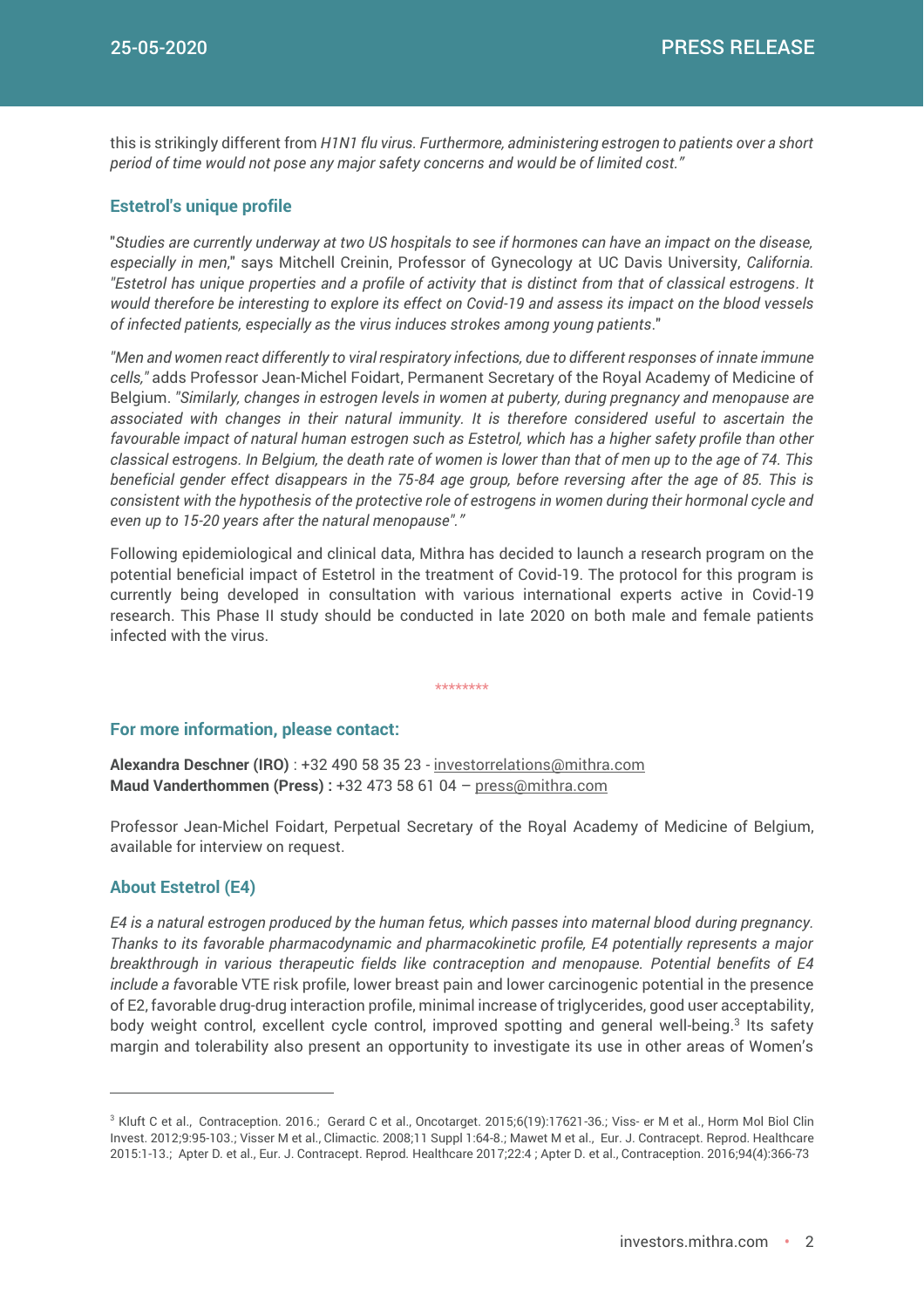*this is strikingly different from H1N1 flu virus. Furthermore, administering estrogen to patients over a short period of time would not pose any major safety concerns and would be of limited cost."*

## Estetrol's unique profile

"*Studies are currently underway at two US hospitals to see if hormones can have an impact on the disease, especially in men*," says Mitchell Creinin, Professor of Gynecology at UC Davis University, *California. "Estetrol has unique properties and a profile of activity that is distinct from that of classical estrogens. It would therefore be interesting to explore its effect on Covid-19 and assess its impact on the blood vessels of infected patients, especially as the virus induces strokes among young patients*."

*"Men and women react differently to viral respiratory infections, due to different responses of innate immune cells,"* adds Professor Jean-Michel Foidart, Permanent Secretary of the Royal Academy of Medicine of Belgium. *"Similarly, changes in estrogen levels in women at puberty, during pregnancy and menopause are associated with changes in their natural immunity. It is therefore considered useful to ascertain the favourable impact of natural human estrogen such as Estetrol, which has a higher safety profile than other classical estrogens. In Belgium, the death rate of women is lower than that of men up to the age of 74. This beneficial gender effect disappears in the 75-84 age group, before reversing after the age of 85. This is consistent with the hypothesis of the protective role of estrogens in women during their hormonal cycle and even up to 15-20 years after the natural menopause"."*

Following epidemiological and clinical data, Mithra has decided to launch a research program on the potential beneficial impact of Estetrol in the treatment of Covid-19. The protocol for this program is currently being developed in consultation with various international experts active in Covid-19 research. This Phase II study should be conducted in late 2020 on both male and female patients infected with the virus.

********

## For more information, please contact:

**Alexandra Deschner (IRO)** : +32 490 58 35 23 - investorrelations@mithra.com
**Maud Vanderthommen (Press) :** +32 473 58 61 04 – press@mithra.com

Professor Jean-Michel Foidart, Perpetual Secretary of the Royal Academy of Medicine of Belgium, available for interview on request.

## About Estetrol (E4)

*E4 is a natural estrogen produced by the human fetus, which passes into maternal blood during pregnancy. Thanks to its favorable pharmacodynamic and pharmacokinetic profile, E4 potentially represents a major breakthrough in various therapeutic fields like contraception and menopause. Potential benefits of E4 include a f*avorable VTE risk profile, lower breast pain and lower carcinogenic potential in the presence of E2, favorable drug-drug interaction profile, minimal increase of triglycerides, good user acceptability, body weight control, excellent cycle control, improved spotting and general well-being.[3] Its safety margin and tolerability also present an opportunity to investigate its use in other areas of Women's

---

[3] Kluft C et al., Contraception. 2016.; Gerard C et al., Oncotarget. 2015;6(19):17621-36.; Viss- er M et al., Horm Mol Biol Clin Invest. 2012;9:95-103.; Visser M et al., Climactic. 2008;11 Suppl 1:64-8.; Mawet M et al., Eur. J. Contracept. Reprod. Healthcare 2015:1-13.; Apter D. et al., Eur. J. Contracept. Reprod. Healthcare 2017;22:4 ; Apter D. et al., Contraception. 2016;94(4):366-73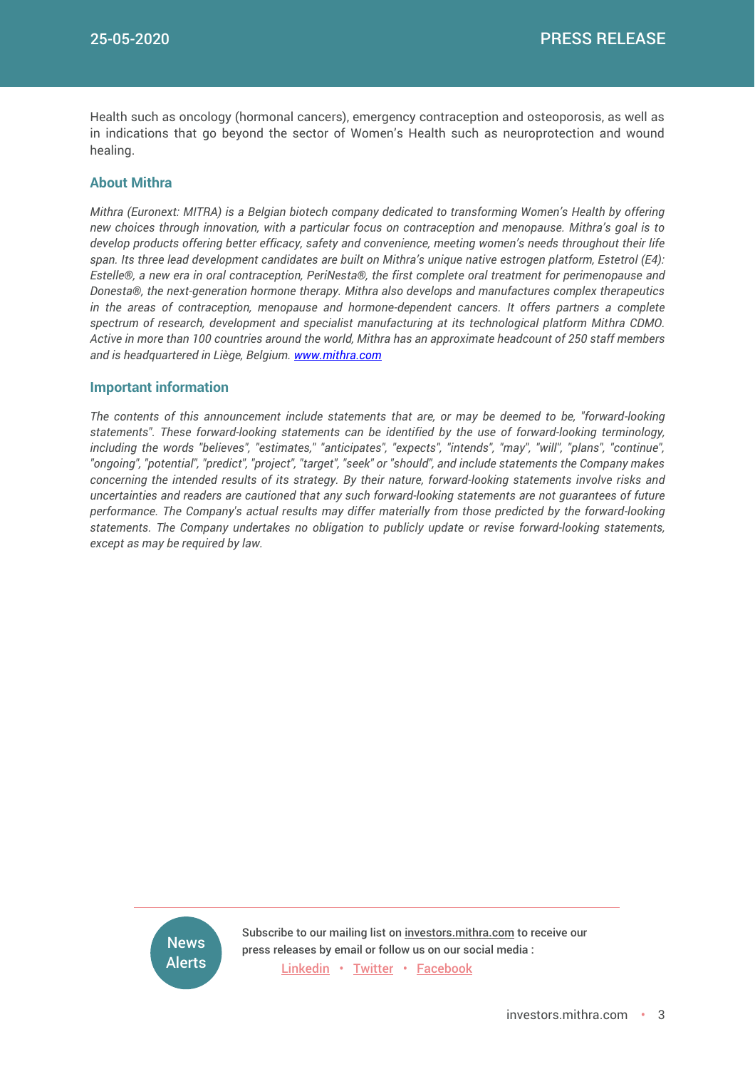Health such as oncology (hormonal cancers), emergency contraception and osteoporosis, as well as in indications that go beyond the sector of Women's Health such as neuroprotection and wound healing.

## About Mithra

*Mithra (Euronext: MITRA) is a Belgian biotech company dedicated to transforming Women's Health by offering new choices through innovation, with a particular focus on contraception and menopause. Mithra's goal is to develop products offering better efficacy, safety and convenience, meeting women's needs throughout their life span. Its three lead development candidates are built on Mithra's unique native estrogen platform, Estetrol (E4): Estelle®, a new era in oral contraception, PeriNesta®, the first complete oral treatment for perimenopause and Donesta®, the next-generation hormone therapy. Mithra also develops and manufactures complex therapeutics in the areas of contraception, menopause and hormone-dependent cancers. It offers partners a complete spectrum of research, development and specialist manufacturing at its technological platform Mithra CDMO. Active in more than 100 countries around the world, Mithra has an approximate headcount of 250 staff members and is headquartered in Liège, Belgium. [www.mithra.com](http://www.mithra.com)*

## Important information

*The contents of this announcement include statements that are, or may be deemed to be, "forward-looking statements". These forward-looking statements can be identified by the use of forward-looking terminology, including the words "believes", "estimates," "anticipates", "expects", "intends", "may", "will", "plans", "continue", "ongoing", "potential", "predict", "project", "target", "seek" or "should", and include statements the Company makes concerning the intended results of its strategy. By their nature, forward-looking statements involve risks and uncertainties and readers are cautioned that any such forward-looking statements are not guarantees of future performance. The Company's actual results may differ materially from those predicted by the forward-looking statements. The Company undertakes no obligation to publicly update or revise forward-looking statements, except as may be required by law.*

News Alerts

Subscribe to our mailing list on investors.mithra.com to receive our press releases by email or follow us on our social media :

Linkedin • Twitter • Facebook